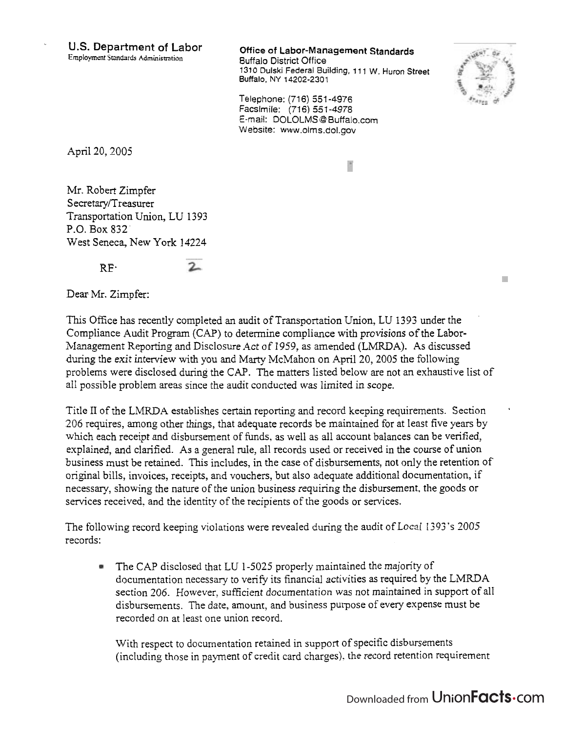U.S. Department of Labor
Employment Standards Administration

**Office of Labor-Management Standards**
Buffalo District Office
1310 Dulski Federal Building, 111 W. Huron Street
Buffalo, NY 14202-2301

Telephone: (716) 551-4976
Facsimile: (716) 551-4978
E-mail: DOLOLMS@Buffalo.com
Website: www.olms.dol.gov

April 20, 2005

Mr. Robert Zimpfer
Secretary/Treasurer
Transportation Union, LU 1393
P.O. Box 832
West Seneca, New York 14224

RE· 2

Dear Mr. Zimpfer:

This Office has recently completed an audit of Transportation Union, LU 1393 under the Compliance Audit Program (CAP) to determine compliance with provisions of the Labor-Management Reporting and Disclosure Act of 1959, as amended (LMRDA). As discussed during the exit interview with you and Marty McMahon on April 20, 2005 the following problems were disclosed during the CAP. The matters listed below are not an exhaustive list of all possible problem areas since the audit conducted was limited in scope.

Title II of the LMRDA establishes certain reporting and record keeping requirements. Section 206 requires, among other things, that adequate records be maintained for at least five years by which each receipt and disbursement of funds, as well as all account balances can be verified, explained, and clarified. As a general rule, all records used or received in the course of union business must be retained. This includes, in the case of disbursements, not only the retention of original bills, invoices, receipts, and vouchers, but also adequate additional documentation, if necessary, showing the nature of the union business requiring the disbursement, the goods or services received, and the identity of the recipients of the goods or services.

The following record keeping violations were revealed during the audit of Local 1393's 2005 records:

- The CAP disclosed that LU 1-5025 properly maintained the majority of documentation necessary to verify its financial activities as required by the LMRDA section 206. However, sufficient documentation was not maintained in support of all disbursements. The date, amount, and business purpose of every expense must be recorded on at least one union record.

  With respect to documentation retained in support of specific disbursements (including those in payment of credit card charges), the record retention requirement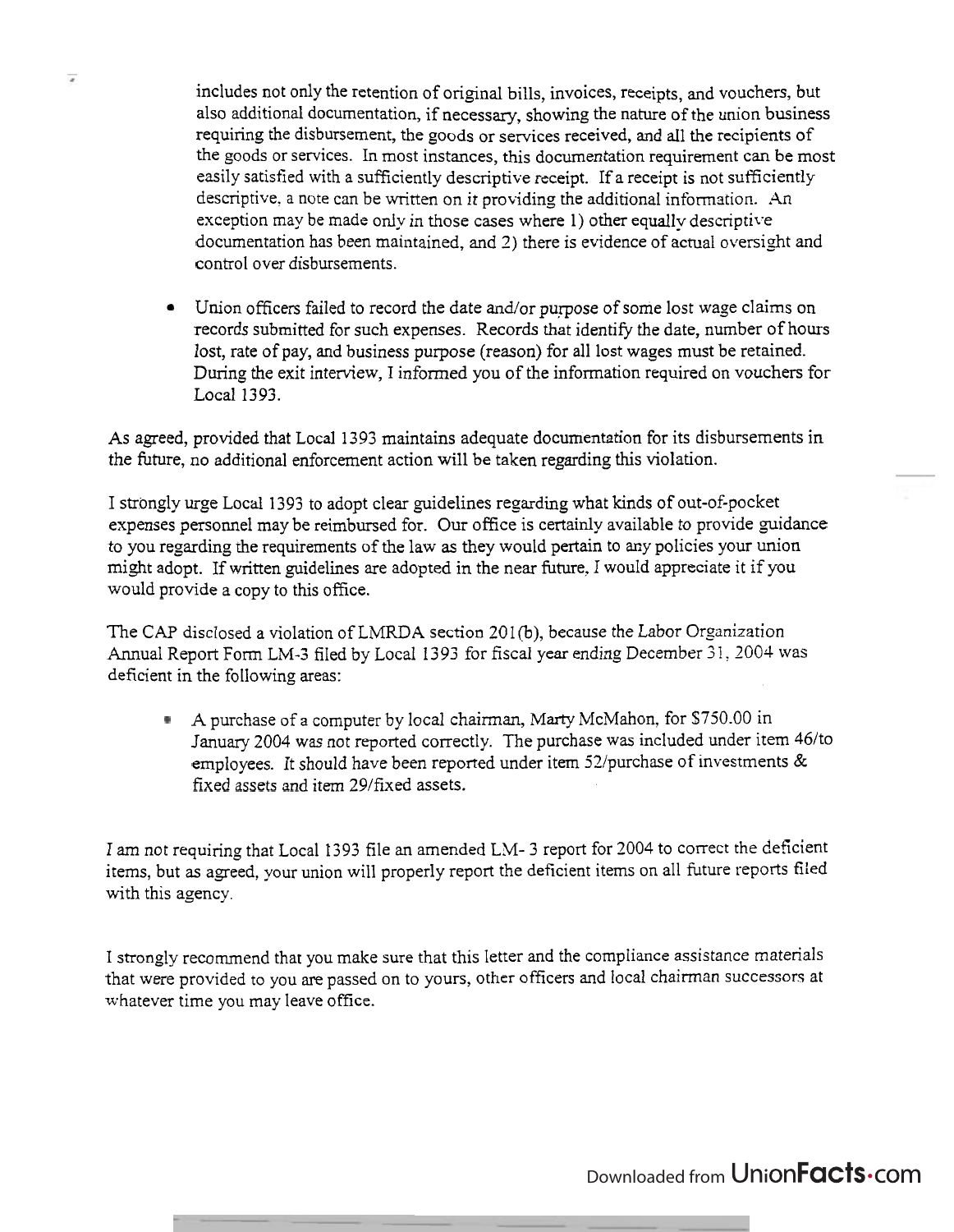includes not only the retention of original bills, invoices, receipts, and vouchers, but also additional documentation, if necessary, showing the nature of the union business requiring the disbursement, the goods or services received, and all the recipients of the goods or services. In most instances, this documentation requirement can be most easily satisfied with a sufficiently descriptive receipt. If a receipt is not sufficiently descriptive, a note can be written on it providing the additional information. An exception may be made only in those cases where 1) other equally descriptive documentation has been maintained, and 2) there is evidence of actual oversight and control over disbursements.

- Union officers failed to record the date and/or purpose of some lost wage claims on records submitted for such expenses. Records that identify the date, number of hours lost, rate of pay, and business purpose (reason) for all lost wages must be retained. During the exit interview, I informed you of the information required on vouchers for Local 1393.

As agreed, provided that Local 1393 maintains adequate documentation for its disbursements in the future, no additional enforcement action will be taken regarding this violation.

I strongly urge Local 1393 to adopt clear guidelines regarding what kinds of out-of-pocket expenses personnel may be reimbursed for. Our office is certainly available to provide guidance to you regarding the requirements of the law as they would pertain to any policies your union might adopt. If written guidelines are adopted in the near future, I would appreciate it if you would provide a copy to this office.

The CAP disclosed a violation of LMRDA section 201(b), because the Labor Organization Annual Report Form LM-3 filed by Local 1393 for fiscal year ending December 31, 2004 was deficient in the following areas:

- A purchase of a computer by local chairman, Marty McMahon, for $750.00 in January 2004 was not reported correctly. The purchase was included under item 46/to employees. It should have been reported under item 52/purchase of investments & fixed assets and item 29/fixed assets.

I am not requiring that Local 1393 file an amended LM- 3 report for 2004 to correct the deficient items, but as agreed, your union will properly report the deficient items on all future reports filed with this agency.

I strongly recommend that you make sure that this letter and the compliance assistance materials that were provided to you are passed on to yours, other officers and local chairman successors at whatever time you may leave office.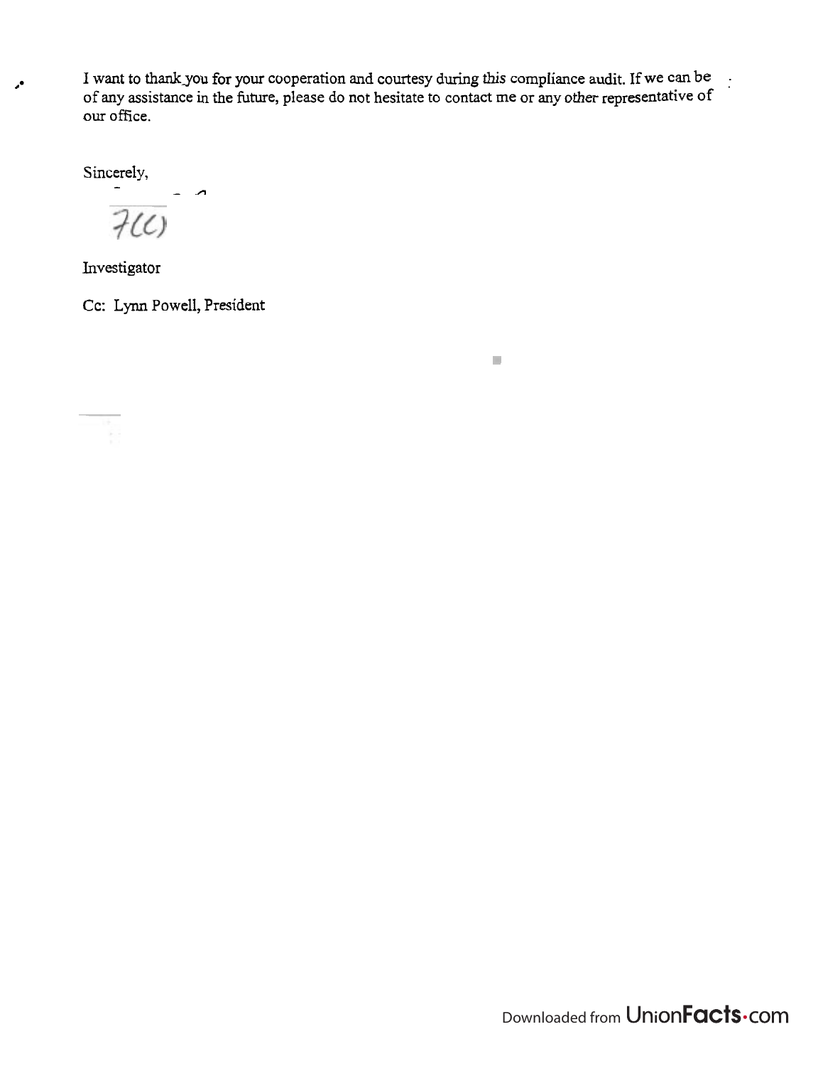I want to thank you for your cooperation and courtesy during this compliance audit. If we can be of any assistance in the future, please do not hesitate to contact me or any other representative of our office.

Sincerely,

7(C)

Investigator

Cc: Lynn Powell, President